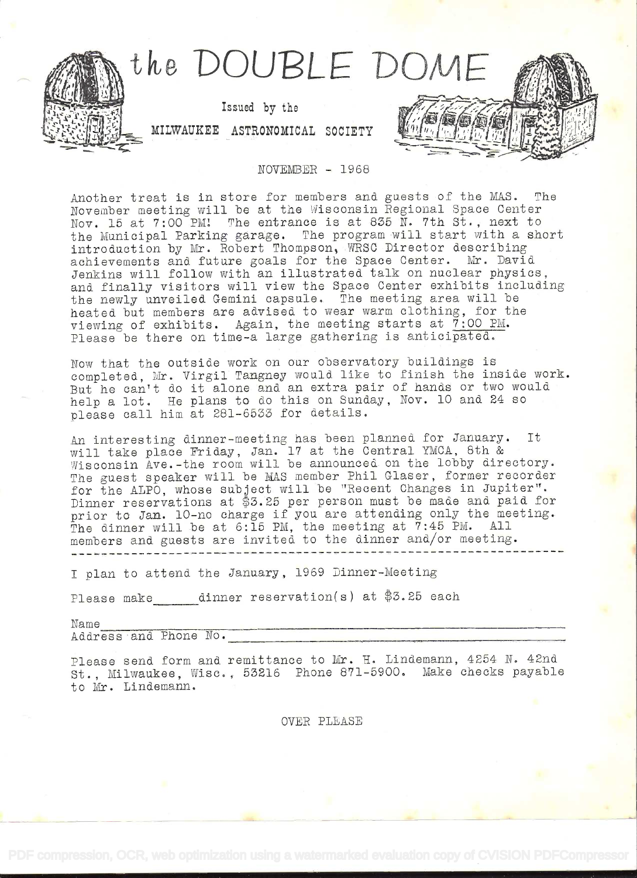# the DOUBLE DOME

Issued by the

MILWAUKEE ASTRONOMICAL SOCIETY

NOVEMBER - 1968

Another treat is in store for members and guests of the MAS. The November meeting will be at the Wisconsin Regional Space Center Nov. 15 at 7:00 PM! The entrance is at 835 N. 7th St., next to the Municipal Parking garage. The program will start with a short introduction by Mr. Robert Thompson, WRSC Director describing achievements and future goals for the Space Center. Mr. David Jenkins will follow with an illustrated talk on nuclear physics, and finally visitors will view the Space Center exhibits including the newly unveiled Gemini capsule. The meeting area will be heated but members are advised to wear warm clothing, for the viewing of exhibits. Again, the meeting starts at 7:00 PM. Please be there on time-a large gathering is anticipated.

Now that the outside work on our observatory buildings is completed, Mr. Virgil Tangney would like to finish the inside work. But he can't do it alone and an extra pair of hands or two would help a lot. He plans to do this on Sunday, Nov. 10 and 24 so please call him at 281-6533 for details.

An interesting dinner-meeting has been planned for January. It will take place Friday, Jan. 17 at the Central YMCA, 8th & Wisconsin Ave.-the room will be announced on the lobby directory. The guest speaker will be MAS member Phil Glaser, former recorder for the ALPO, whose subject will be "Recent Changes in Jupiter". Dinner reservations at $3.25 per person must be made and paid for prior to Jan. 10-no charge if you are attending only the meeting. The dinner will be at 6:15 PM, the meeting at 7:45 PM. All members and guests are invited to the dinner and/or meeting.

---

I plan to attend the January, 1969 Dinner-Meeting

Please make ______ dinner reservation(s) at $3.25 each

Name ____________________________________________

Address and Phone No. ____________________________

Please send form and remittance to Mr. H. Lindemann, 4254 N. 42nd St., Milwaukee, Wisc., 53216 Phone 871-5900. Make checks payable to Mr. Lindemann.

OVER PLEASE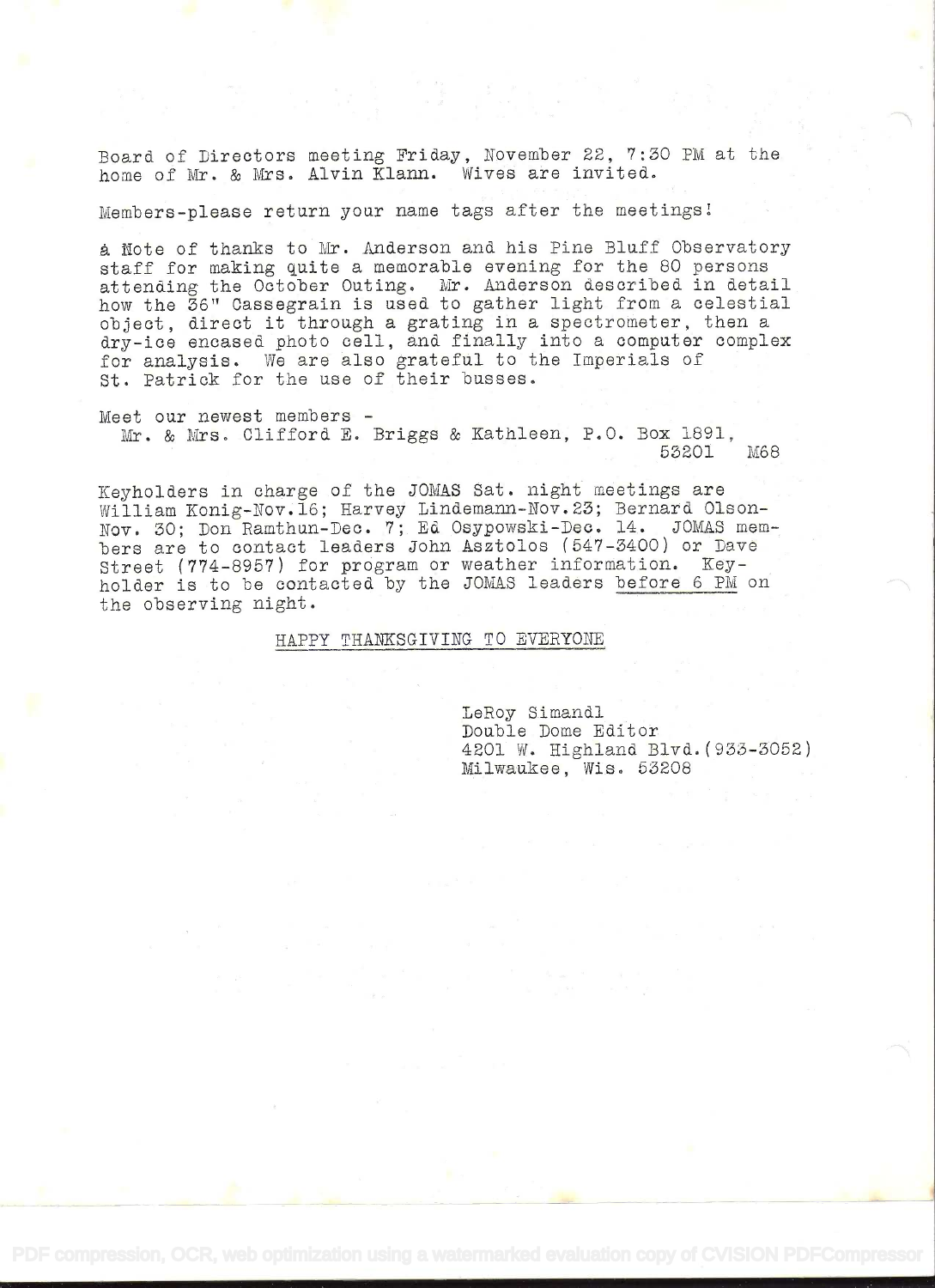Board of Directors meeting Friday, November 22, 7:30 PM at the home of Mr. & Mrs. Alvin Klann. Wives are invited.

Members-please return your name tags after the meetings!

A Note of thanks to Mr. Anderson and his Pine Bluff Observatory staff for making quite a memorable evening for the 80 persons attending the October Outing. Mr. Anderson described in detail how the 36" Cassegrain is used to gather light from a celestial object, direct it through a grating in a spectrometer, then a dry-ice encased photo cell, and finally into a computer complex for analysis. We are also grateful to the Imperials of St. Patrick for the use of their busses.

Meet our newest members -

Mr. & Mrs. Clifford E. Briggs & Kathleen, P.O. Box 1891, 53201 M68

Keyholders in charge of the JOMAS Sat. night meetings are William Konig-Nov.16; Harvey Lindemann-Nov.23; Bernard Olson-Nov. 30; Don Ramthun-Dec. 7; Ed Osypowski-Dec. 14. JOMAS members are to contact leaders John Asztolos (547-3400) or Dave Street (774-8957) for program or weather information. Keyholder is to be contacted by the JOMAS leaders <u>before 6 PM</u> on the observing night.

<u>HAPPY THANKSGIVING TO EVERYONE</u>

LeRoy Simandl
Double Dome Editor
4201 W. Highland Blvd.(933-3052)
Milwaukee, Wis. 53208